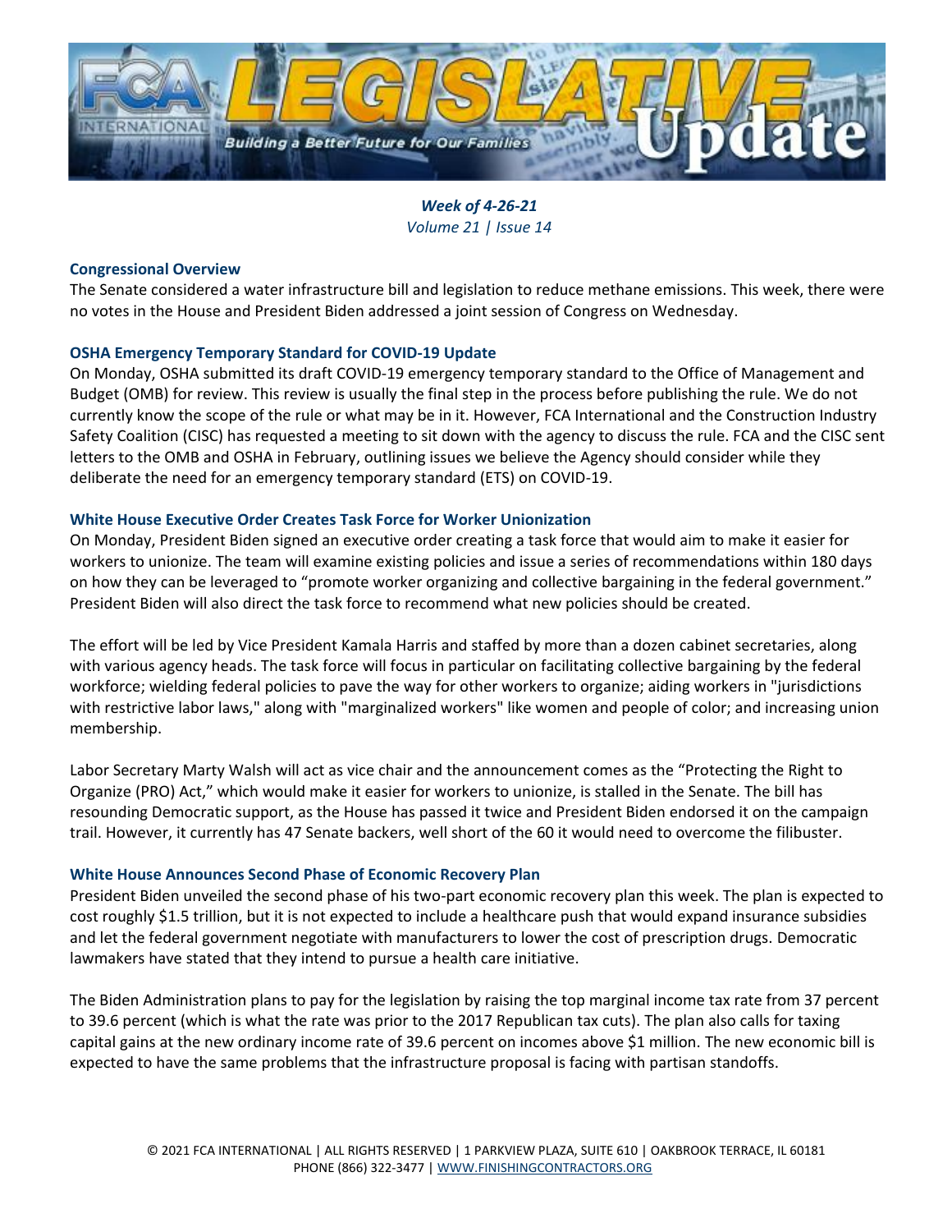# FCA International LEGISLATIVE Update

*Building a Better Future for Our Families*

***Week of 4-26-21***
*Volume 21 | Issue 14*

### Congressional Overview

The Senate considered a water infrastructure bill and legislation to reduce methane emissions. This week, there were no votes in the House and President Biden addressed a joint session of Congress on Wednesday.

### OSHA Emergency Temporary Standard for COVID-19 Update

On Monday, OSHA submitted its draft COVID-19 emergency temporary standard to the Office of Management and Budget (OMB) for review. This review is usually the final step in the process before publishing the rule. We do not currently know the scope of the rule or what may be in it. However, FCA International and the Construction Industry Safety Coalition (CISC) has requested a meeting to sit down with the agency to discuss the rule. FCA and the CISC sent letters to the OMB and OSHA in February, outlining issues we believe the Agency should consider while they deliberate the need for an emergency temporary standard (ETS) on COVID-19.

### White House Executive Order Creates Task Force for Worker Unionization

On Monday, President Biden signed an executive order creating a task force that would aim to make it easier for workers to unionize. The team will examine existing policies and issue a series of recommendations within 180 days on how they can be leveraged to "promote worker organizing and collective bargaining in the federal government." President Biden will also direct the task force to recommend what new policies should be created.

The effort will be led by Vice President Kamala Harris and staffed by more than a dozen cabinet secretaries, along with various agency heads. The task force will focus in particular on facilitating collective bargaining by the federal workforce; wielding federal policies to pave the way for other workers to organize; aiding workers in "jurisdictions with restrictive labor laws," along with "marginalized workers" like women and people of color; and increasing union membership.

Labor Secretary Marty Walsh will act as vice chair and the announcement comes as the "Protecting the Right to Organize (PRO) Act," which would make it easier for workers to unionize, is stalled in the Senate. The bill has resounding Democratic support, as the House has passed it twice and President Biden endorsed it on the campaign trail. However, it currently has 47 Senate backers, well short of the 60 it would need to overcome the filibuster.

### White House Announces Second Phase of Economic Recovery Plan

President Biden unveiled the second phase of his two-part economic recovery plan this week. The plan is expected to cost roughly $1.5 trillion, but it is not expected to include a healthcare push that would expand insurance subsidies and let the federal government negotiate with manufacturers to lower the cost of prescription drugs. Democratic lawmakers have stated that they intend to pursue a health care initiative.

The Biden Administration plans to pay for the legislation by raising the top marginal income tax rate from 37 percent to 39.6 percent (which is what the rate was prior to the 2017 Republican tax cuts). The plan also calls for taxing capital gains at the new ordinary income rate of 39.6 percent on incomes above $1 million. The new economic bill is expected to have the same problems that the infrastructure proposal is facing with partisan standoffs.

© 2021 FCA INTERNATIONAL | ALL RIGHTS RESERVED | 1 PARKVIEW PLAZA, SUITE 610 | OAKBROOK TERRACE, IL 60181
PHONE (866) 322-3477 | [WWW.FINISHINGCONTRACTORS.ORG](http://WWW.FINISHINGCONTRACTORS.ORG)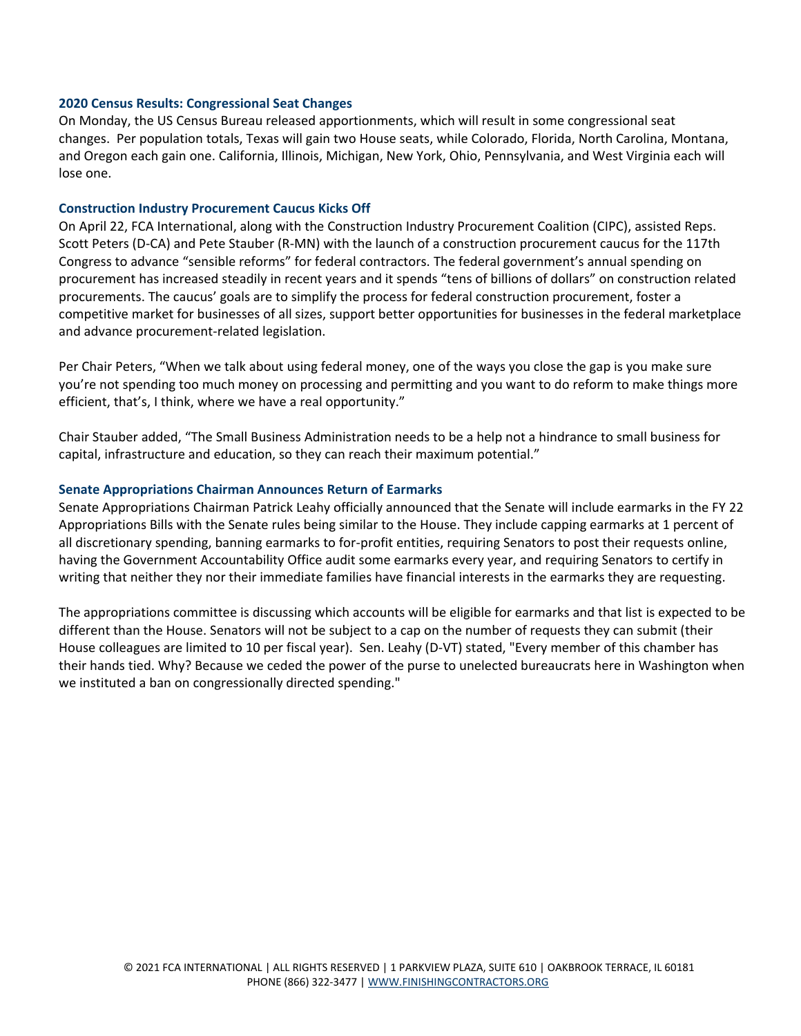### 2020 Census Results: Congressional Seat Changes

On Monday, the US Census Bureau released apportionments, which will result in some congressional seat changes. Per population totals, Texas will gain two House seats, while Colorado, Florida, North Carolina, Montana, and Oregon each gain one. California, Illinois, Michigan, New York, Ohio, Pennsylvania, and West Virginia each will lose one.

### Construction Industry Procurement Caucus Kicks Off

On April 22, FCA International, along with the Construction Industry Procurement Coalition (CIPC), assisted Reps. Scott Peters (D-CA) and Pete Stauber (R-MN) with the launch of a construction procurement caucus for the 117th Congress to advance "sensible reforms" for federal contractors. The federal government's annual spending on procurement has increased steadily in recent years and it spends "tens of billions of dollars" on construction related procurements. The caucus' goals are to simplify the process for federal construction procurement, foster a competitive market for businesses of all sizes, support better opportunities for businesses in the federal marketplace and advance procurement-related legislation.

Per Chair Peters, "When we talk about using federal money, one of the ways you close the gap is you make sure you're not spending too much money on processing and permitting and you want to do reform to make things more efficient, that's, I think, where we have a real opportunity."

Chair Stauber added, "The Small Business Administration needs to be a help not a hindrance to small business for capital, infrastructure and education, so they can reach their maximum potential."

### Senate Appropriations Chairman Announces Return of Earmarks

Senate Appropriations Chairman Patrick Leahy officially announced that the Senate will include earmarks in the FY 22 Appropriations Bills with the Senate rules being similar to the House. They include capping earmarks at 1 percent of all discretionary spending, banning earmarks to for-profit entities, requiring Senators to post their requests online, having the Government Accountability Office audit some earmarks every year, and requiring Senators to certify in writing that neither they nor their immediate families have financial interests in the earmarks they are requesting.

The appropriations committee is discussing which accounts will be eligible for earmarks and that list is expected to be different than the House. Senators will not be subject to a cap on the number of requests they can submit (their House colleagues are limited to 10 per fiscal year). Sen. Leahy (D-VT) stated, "Every member of this chamber has their hands tied. Why? Because we ceded the power of the purse to unelected bureaucrats here in Washington when we instituted a ban on congressionally directed spending."